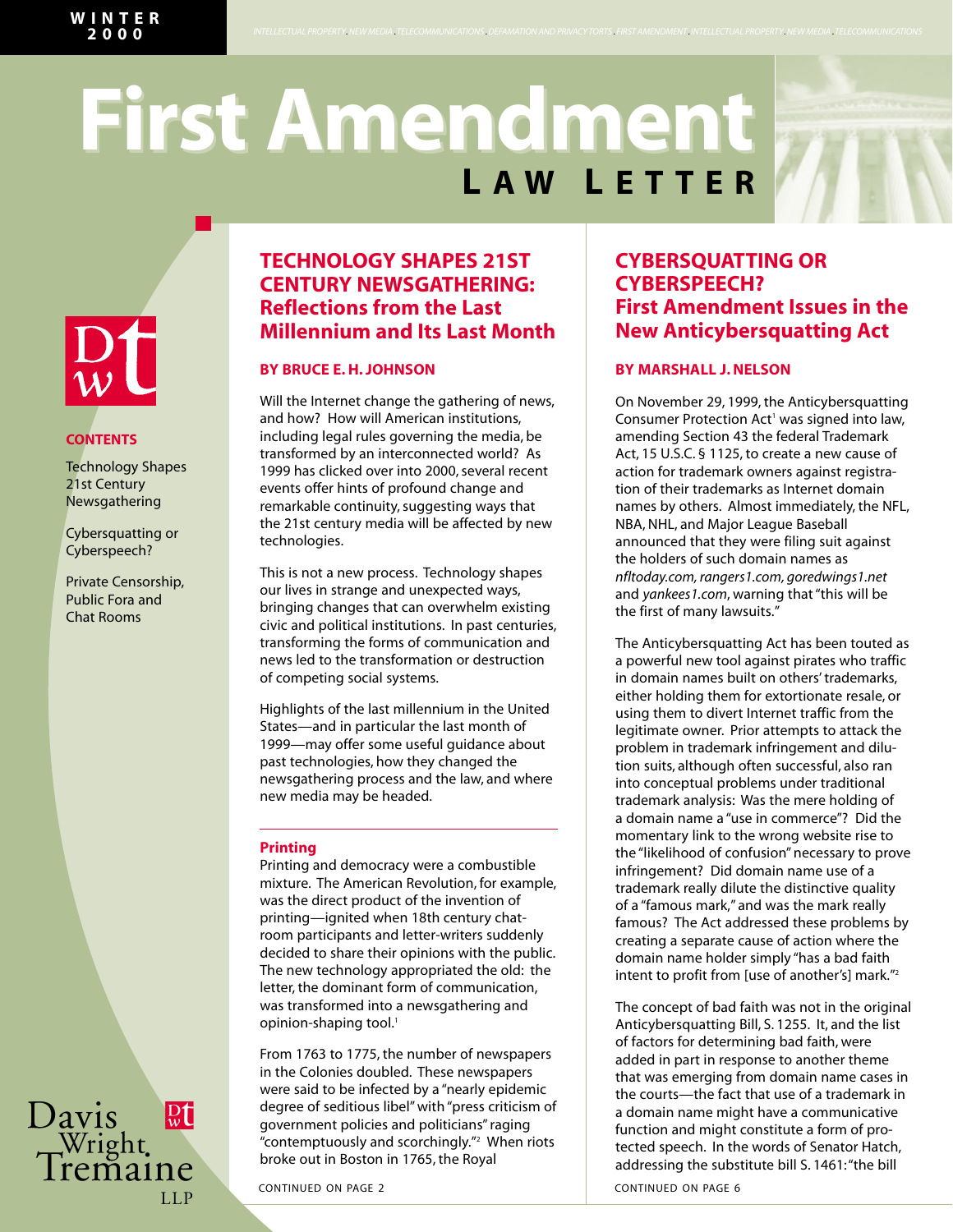WINTER 2000

# First Amendment LAW LETTER

**CONTENTS**

Technology Shapes 21st Century Newsgathering

Cybersquatting or Cyberspeech?

Private Censorship, Public Fora and Chat Rooms

Davis Wright Tremaine LLP

## TECHNOLOGY SHAPES 21ST CENTURY NEWSGATHERING: Reflections from the Last Millennium and Its Last Month

**BY BRUCE E. H. JOHNSON**

Will the Internet change the gathering of news, and how? How will American institutions, including legal rules governing the media, be transformed by an interconnected world? As 1999 has clicked over into 2000, several recent events offer hints of profound change and remarkable continuity, suggesting ways that the 21st century media will be affected by new technologies.

This is not a new process. Technology shapes our lives in strange and unexpected ways, bringing changes that can overwhelm existing civic and political institutions. In past centuries, transforming the forms of communication and news led to the transformation or destruction of competing social systems.

Highlights of the last millennium in the United States—and in particular the last month of 1999—may offer some useful guidance about past technologies, how they changed the newsgathering process and the law, and where new media may be headed.

### Printing

Printing and democracy were a combustible mixture. The American Revolution, for example, was the direct product of the invention of printing—ignited when 18th century chatroom participants and letter-writers suddenly decided to share their opinions with the public. The new technology appropriated the old: the letter, the dominant form of communication, was transformed into a newsgathering and opinion-shaping tool.[1]

From 1763 to 1775, the number of newspapers in the Colonies doubled. These newspapers were said to be infected by a "nearly epidemic degree of seditious libel" with "press criticism of government policies and politicians" raging "contemptuously and scorchingly."[2] When riots broke out in Boston in 1765, the Royal

CONTINUED ON PAGE 2

## CYBERSQUATTING OR CYBERSPEECH? First Amendment Issues in the New Anticybersquatting Act

**BY MARSHALL J. NELSON**

On November 29, 1999, the Anticybersquatting Consumer Protection Act[1] was signed into law, amending Section 43 the federal Trademark Act, 15 U.S.C. § 1125, to create a new cause of action for trademark owners against registration of their trademarks as Internet domain names by others. Almost immediately, the NFL, NBA, NHL, and Major League Baseball announced that they were filing suit against the holders of such domain names as *nfltoday.com, rangers1.com, goredwings1.net* and *yankees1.com*, warning that "this will be the first of many lawsuits."

The Anticybersquatting Act has been touted as a powerful new tool against pirates who traffic in domain names built on others' trademarks, either holding them for extortionate resale, or using them to divert Internet traffic from the legitimate owner. Prior attempts to attack the problem in trademark infringement and dilution suits, although often successful, also ran into conceptual problems under traditional trademark analysis: Was the mere holding of a domain name a "use in commerce"? Did the momentary link to the wrong website rise to the "likelihood of confusion" necessary to prove infringement? Did domain name use of a trademark really dilute the distinctive quality of a "famous mark," and was the mark really famous? The Act addressed these problems by creating a separate cause of action where the domain name holder simply "has a bad faith intent to profit from [use of another's] mark."[2]

The concept of bad faith was not in the original Anticybersquatting Bill, S. 1255. It, and the list of factors for determining bad faith, were added in part in response to another theme that was emerging from domain name cases in the courts—the fact that use of a trademark in a domain name might have a communicative function and might constitute a form of protected speech. In the words of Senator Hatch, addressing the substitute bill S. 1461: "the bill

CONTINUED ON PAGE 6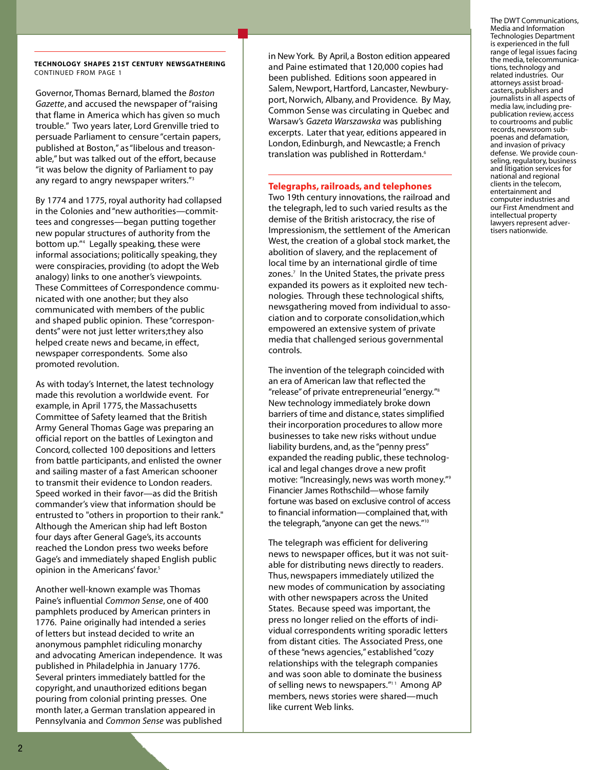**TECHNOLOGY SHAPES 21ST CENTURY NEWSGATHERING**
CONTINUED FROM PAGE 1

Governor, Thomas Bernard, blamed the *Boston Gazette*, and accused the newspaper of "raising that flame in America which has given so much trouble." Two years later, Lord Grenville tried to persuade Parliament to censure "certain papers, published at Boston," as "libelous and treasonable," but was talked out of the effort, because "it was below the dignity of Parliament to pay any regard to angry newspaper writers."[3]

By 1774 and 1775, royal authority had collapsed in the Colonies and "new authorities—committees and congresses—began putting together new popular structures of authority from the bottom up."[4] Legally speaking, these were informal associations; politically speaking, they were conspiracies, providing (to adopt the Web analogy) links to one another's viewpoints. These Committees of Correspondence communicated with one another; but they also communicated with members of the public and shaped public opinion. These "correspondents" were not just letter writers;they also helped create news and became, in effect, newspaper correspondents. Some also promoted revolution.

As with today's Internet, the latest technology made this revolution a worldwide event. For example, in April 1775, the Massachusetts Committee of Safety learned that the British Army General Thomas Gage was preparing an official report on the battles of Lexington and Concord, collected 100 depositions and letters from battle participants, and enlisted the owner and sailing master of a fast American schooner to transmit their evidence to London readers. Speed worked in their favor—as did the British commander's view that information should be entrusted to "others in proportion to their rank." Although the American ship had left Boston four days after General Gage's, its accounts reached the London press two weeks before Gage's and immediately shaped English public opinion in the Americans' favor.[5]

Another well-known example was Thomas Paine's influential *Common Sense*, one of 400 pamphlets produced by American printers in 1776. Paine originally had intended a series of letters but instead decided to write an anonymous pamphlet ridiculing monarchy and advocating American independence. It was published in Philadelphia in January 1776. Several printers immediately battled for the copyright, and unauthorized editions began pouring from colonial printing presses. One month later, a German translation appeared in Pennsylvania and *Common Sense* was published in New York. By April, a Boston edition appeared and Paine estimated that 120,000 copies had been published. Editions soon appeared in Salem, Newport, Hartford, Lancaster, Newburyport, Norwich, Albany, and Providence. By May, Common Sense was circulating in Quebec and Warsaw's *Gazeta Warszawska* was publishing excerpts. Later that year, editions appeared in London, Edinburgh, and Newcastle; a French translation was published in Rotterdam.[6]

## Telegraphs, railroads, and telephones

Two 19th century innovations, the railroad and the telegraph, led to such varied results as the demise of the British aristocracy, the rise of Impressionism, the settlement of the American West, the creation of a global stock market, the abolition of slavery, and the replacement of local time by an international girdle of time zones.[7] In the United States, the private press expanded its powers as it exploited new technologies. Through these technological shifts, newsgathering moved from individual to association and to corporate consolidation,which empowered an extensive system of private media that challenged serious governmental controls.

The invention of the telegraph coincided with an era of American law that reflected the "release" of private entrepreneurial "energy."[8] New technology immediately broke down barriers of time and distance, states simplified their incorporation procedures to allow more businesses to take new risks without undue liability burdens, and, as the "penny press" expanded the reading public, these technological and legal changes drove a new profit motive: "Increasingly, news was worth money."[9] Financier James Rothschild—whose family fortune was based on exclusive control of access to financial information—complained that, with the telegraph, "anyone can get the news."[10]

The telegraph was efficient for delivering news to newspaper offices, but it was not suitable for distributing news directly to readers. Thus, newspapers immediately utilized the new modes of communication by associating with other newspapers across the United States. Because speed was important, the press no longer relied on the efforts of individual correspondents writing sporadic letters from distant cities. The Associated Press, one of these "news agencies," established "cozy relationships with the telegraph companies and was soon able to dominate the business of selling news to newspapers."[11] Among AP members, news stories were shared—much like current Web links.

The DWT Communications, Media and Information Technologies Department is experienced in the full range of legal issues facing the media, telecommunications, technology and related industries. Our attorneys assist broadcasters, publishers and journalists in all aspects of media law, including prepublication review, access to courtrooms and public records, newsroom subpoenas and defamation, and invasion of privacy defense. We provide counseling, regulatory, business and litigation services for national and regional clients in the telecom, entertainment and computer industries and our First Amendment and intellectual property lawyers represent advertisers nationwide.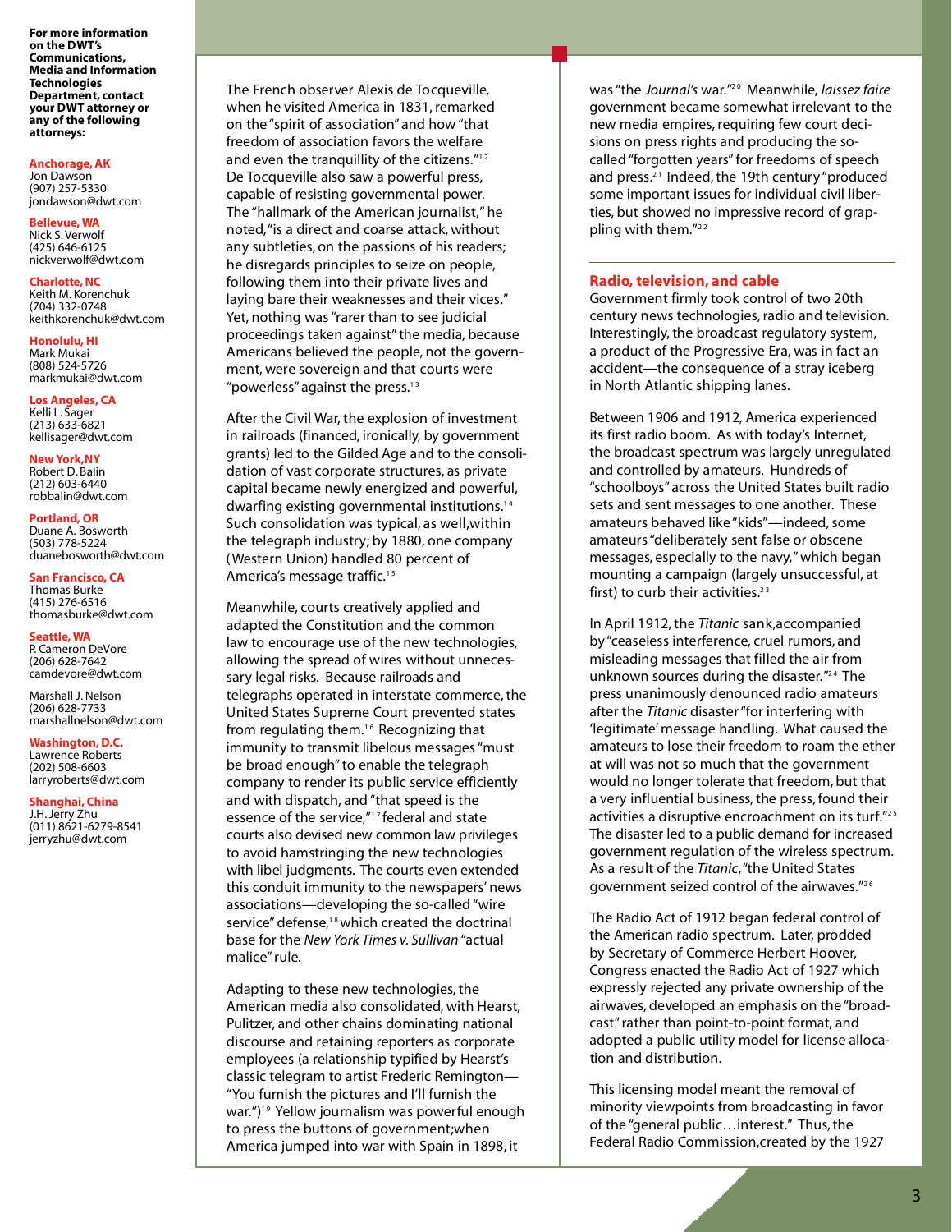**For more information on the DWT's Communications, Media and Information Technologies Department, contact your DWT attorney or any of the following attorneys:**

**Anchorage, AK**
Jon Dawson
(907) 257-5330
jondawson@dwt.com

**Bellevue, WA**
Nick S. Verwolf
(425) 646-6125
nickverwolf@dwt.com

**Charlotte, NC**
Keith M. Korenchuk
(704) 332-0748
keithkorenchuk@dwt.com

**Honolulu, HI**
Mark Mukai
(808) 524-5726
markmukai@dwt.com

**Los Angeles, CA**
Kelli L. Sager
(213) 633-6821
kellisager@dwt.com

**New York, NY**
Robert D. Balin
(212) 603-6440
robbalin@dwt.com

**Portland, OR**
Duane A. Bosworth
(503) 778-5224
duanebosworth@dwt.com

**San Francisco, CA**
Thomas Burke
(415) 276-6516
thomasburke@dwt.com

**Seattle, WA**
P. Cameron DeVore
(206) 628-7642
camdevore@dwt.com

Marshall J. Nelson
(206) 628-7733
marshallnelson@dwt.com

**Washington, D.C.**
Lawrence Roberts
(202) 508-6603
larryroberts@dwt.com

**Shanghai, China**
J.H. Jerry Zhu
(011) 8621-6279-8541
jerryzhu@dwt.com

The French observer Alexis de Tocqueville, when he visited America in 1831, remarked on the "spirit of association" and how "that freedom of association favors the welfare and even the tranquillity of the citizens."[12] De Tocqueville also saw a powerful press, capable of resisting governmental power. The "hallmark of the American journalist," he noted, "is a direct and coarse attack, without any subtleties, on the passions of his readers; he disregards principles to seize on people, following them into their private lives and laying bare their weaknesses and their vices." Yet, nothing was "rarer than to see judicial proceedings taken against" the media, because Americans believed the people, not the government, were sovereign and that courts were "powerless" against the press.[13]

After the Civil War, the explosion of investment in railroads (financed, ironically, by government grants) led to the Gilded Age and to the consolidation of vast corporate structures, as private capital became newly energized and powerful, dwarfing existing governmental institutions.[14] Such consolidation was typical, as well, within the telegraph industry; by 1880, one company (Western Union) handled 80 percent of America's message traffic.[15]

Meanwhile, courts creatively applied and adapted the Constitution and the common law to encourage use of the new technologies, allowing the spread of wires without unnecessary legal risks. Because railroads and telegraphs operated in interstate commerce, the United States Supreme Court prevented states from regulating them.[16] Recognizing that immunity to transmit libelous messages "must be broad enough" to enable the telegraph company to render its public service efficiently and with dispatch, and "that speed is the essence of the service,"[17] federal and state courts also devised new common law privileges to avoid hamstringing the new technologies with libel judgments. The courts even extended this conduit immunity to the newspapers' news associations—developing the so-called "wire service" defense,[18] which created the doctrinal base for the *New York Times v. Sullivan* "actual malice" rule.

Adapting to these new technologies, the American media also consolidated, with Hearst, Pulitzer, and other chains dominating national discourse and retaining reporters as corporate employees (a relationship typified by Hearst's classic telegram to artist Frederic Remington—"You furnish the pictures and I'll furnish the war.")[19] Yellow journalism was powerful enough to press the buttons of government; when America jumped into war with Spain in 1898, it was "the *Journal's* war."[20] Meanwhile, *laissez faire* government became somewhat irrelevant to the new media empires, requiring few court decisions on press rights and producing the so-called "forgotten years" for freedoms of speech and press.[21] Indeed, the 19th century "produced some important issues for individual civil liberties, but showed no impressive record of grappling with them."[22]

## Radio, television, and cable

Government firmly took control of two 20th century news technologies, radio and television. Interestingly, the broadcast regulatory system, a product of the Progressive Era, was in fact an accident—the consequence of a stray iceberg in North Atlantic shipping lanes.

Between 1906 and 1912, America experienced its first radio boom. As with today's Internet, the broadcast spectrum was largely unregulated and controlled by amateurs. Hundreds of "schoolboys" across the United States built radio sets and sent messages to one another. These amateurs behaved like "kids"—indeed, some amateurs "deliberately sent false or obscene messages, especially to the navy," which began mounting a campaign (largely unsuccessful, at first) to curb their activities.[23]

In April 1912, the *Titanic* sank, accompanied by "ceaseless interference, cruel rumors, and misleading messages that filled the air from unknown sources during the disaster."[24] The press unanimously denounced radio amateurs after the *Titanic* disaster "for interfering with 'legitimate' message handling. What caused the amateurs to lose their freedom to roam the ether at will was not so much that the government would no longer tolerate that freedom, but that a very influential business, the press, found their activities a disruptive encroachment on its turf."[25] The disaster led to a public demand for increased government regulation of the wireless spectrum. As a result of the *Titanic*, "the United States government seized control of the airwaves."[26]

The Radio Act of 1912 began federal control of the American radio spectrum. Later, prodded by Secretary of Commerce Herbert Hoover, Congress enacted the Radio Act of 1927 which expressly rejected any private ownership of the airwaves, developed an emphasis on the "broadcast" rather than point-to-point format, and adopted a public utility model for license allocation and distribution.

This licensing model meant the removal of minority viewpoints from broadcasting in favor of the "general public…interest." Thus, the Federal Radio Commission, created by the 1927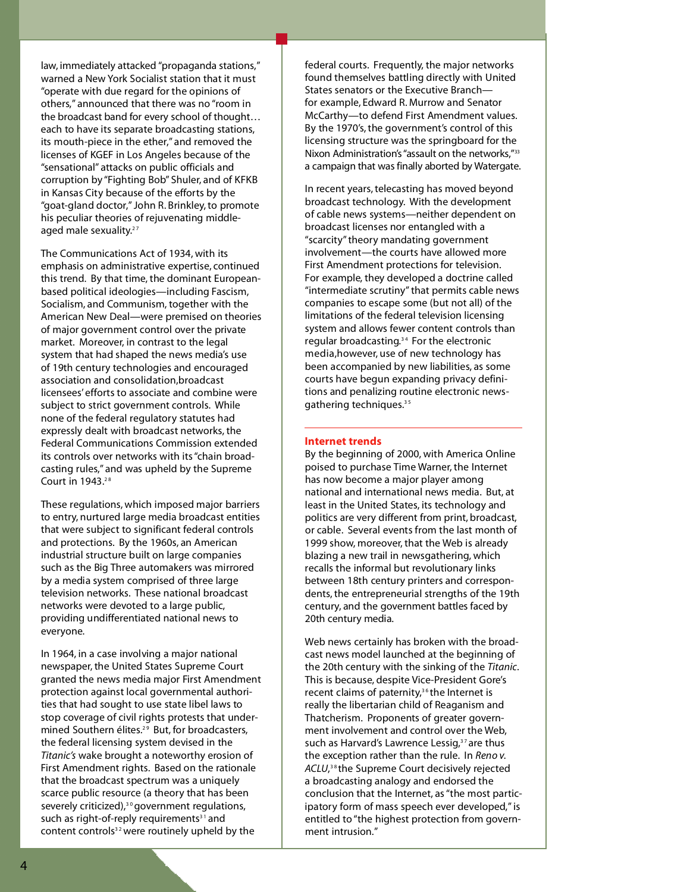law, immediately attacked "propaganda stations," warned a New York Socialist station that it must "operate with due regard for the opinions of others," announced that there was no "room in the broadcast band for every school of thought… each to have its separate broadcasting stations, its mouth-piece in the ether," and removed the licenses of KGEF in Los Angeles because of the "sensational" attacks on public officials and corruption by "Fighting Bob" Shuler, and of KFKB in Kansas City because of the efforts by the "goat-gland doctor," John R. Brinkley, to promote his peculiar theories of rejuvenating middle-aged male sexuality.[27]

The Communications Act of 1934, with its emphasis on administrative expertise, continued this trend. By that time, the dominant European-based political ideologies—including Fascism, Socialism, and Communism, together with the American New Deal—were premised on theories of major government control over the private market. Moreover, in contrast to the legal system that had shaped the news media's use of 19th century technologies and encouraged association and consolidation, broadcast licensees' efforts to associate and combine were subject to strict government controls. While none of the federal regulatory statutes had expressly dealt with broadcast networks, the Federal Communications Commission extended its controls over networks with its "chain broadcasting rules," and was upheld by the Supreme Court in 1943.[28]

These regulations, which imposed major barriers to entry, nurtured large media broadcast entities that were subject to significant federal controls and protections. By the 1960s, an American industrial structure built on large companies such as the Big Three automakers was mirrored by a media system comprised of three large television networks. These national broadcast networks were devoted to a large public, providing undifferentiated national news to everyone.

In 1964, in a case involving a major national newspaper, the United States Supreme Court granted the news media major First Amendment protection against local governmental authorities that had sought to use state libel laws to stop coverage of civil rights protests that undermined Southern élites.[29] But, for broadcasters, the federal licensing system devised in the *Titanic's* wake brought a noteworthy erosion of First Amendment rights. Based on the rationale that the broadcast spectrum was a uniquely scarce public resource (a theory that has been severely criticized),[30] government regulations, such as right-of-reply requirements[31] and content controls[32] were routinely upheld by the federal courts. Frequently, the major networks found themselves battling directly with United States senators or the Executive Branch—for example, Edward R. Murrow and Senator McCarthy—to defend First Amendment values. By the 1970's, the government's control of this licensing structure was the springboard for the Nixon Administration's "assault on the networks,"[33] a campaign that was finally aborted by Watergate.

In recent years, telecasting has moved beyond broadcast technology. With the development of cable news systems—neither dependent on broadcast licenses nor entangled with a "scarcity" theory mandating government involvement—the courts have allowed more First Amendment protections for television. For example, they developed a doctrine called "intermediate scrutiny" that permits cable news companies to escape some (but not all) of the limitations of the federal television licensing system and allows fewer content controls than regular broadcasting.[34] For the electronic media, however, use of new technology has been accompanied by new liabilities, as some courts have begun expanding privacy definitions and penalizing routine electronic newsgathering techniques.[35]

## Internet trends

By the beginning of 2000, with America Online poised to purchase Time Warner, the Internet has now become a major player among national and international news media. But, at least in the United States, its technology and politics are very different from print, broadcast, or cable. Several events from the last month of 1999 show, moreover, that the Web is already blazing a new trail in newsgathering, which recalls the informal but revolutionary links between 18th century printers and correspondents, the entrepreneurial strengths of the 19th century, and the government battles faced by 20th century media.

Web news certainly has broken with the broadcast news model launched at the beginning of the 20th century with the sinking of the *Titanic*. This is because, despite Vice-President Gore's recent claims of paternity,[36] the Internet is really the libertarian child of Reaganism and Thatcherism. Proponents of greater government involvement and control over the Web, such as Harvard's Lawrence Lessig,[37] are thus the exception rather than the rule. In *Reno v. ACLU*,[38] the Supreme Court decisively rejected a broadcasting analogy and endorsed the conclusion that the Internet, as "the most participatory form of mass speech ever developed," is entitled to "the highest protection from government intrusion."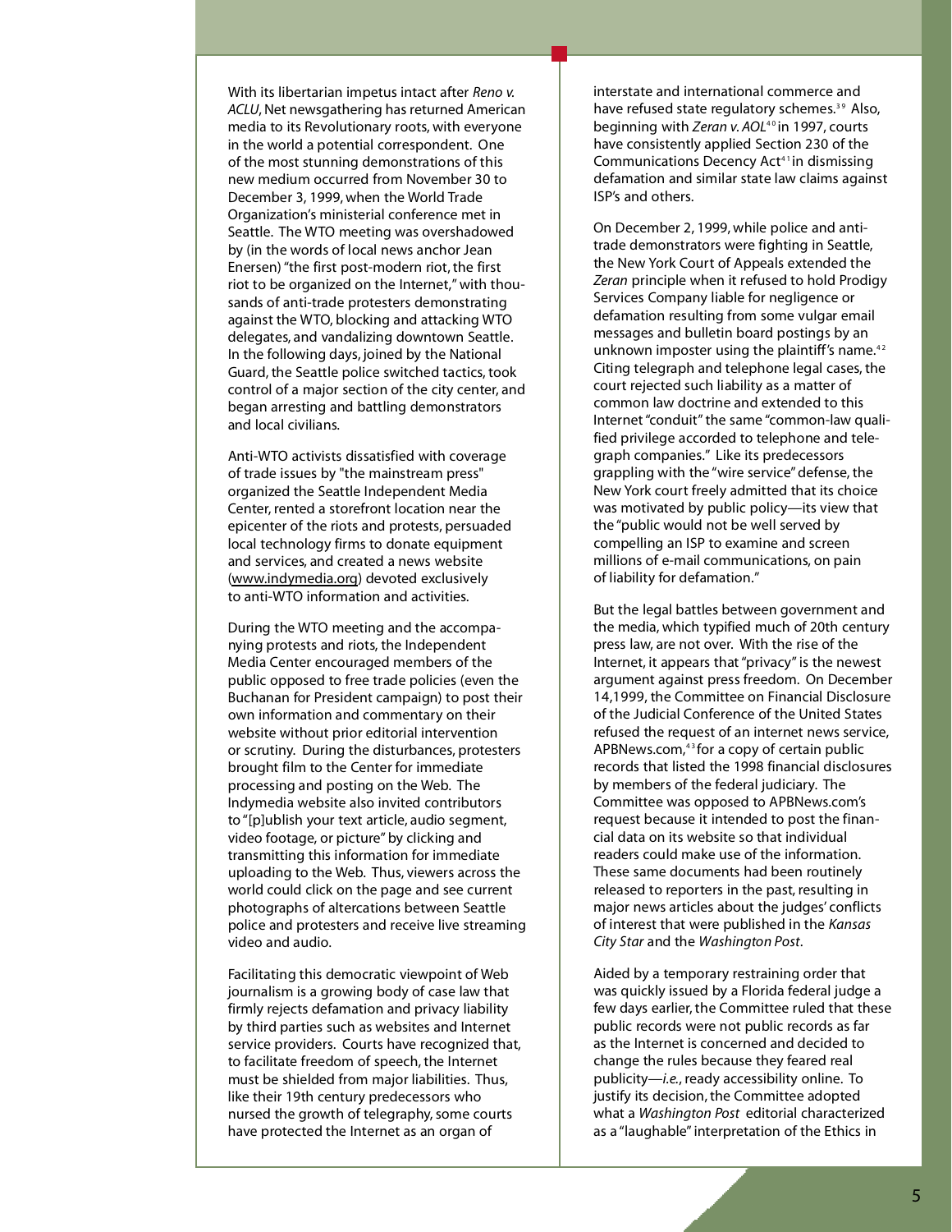With its libertarian impetus intact after *Reno v. ACLU*, Net newsgathering has returned American media to its Revolutionary roots, with everyone in the world a potential correspondent. One of the most stunning demonstrations of this new medium occurred from November 30 to December 3, 1999, when the World Trade Organization's ministerial conference met in Seattle. The WTO meeting was overshadowed by (in the words of local news anchor Jean Enersen) "the first post-modern riot, the first riot to be organized on the Internet," with thousands of anti-trade protesters demonstrating against the WTO, blocking and attacking WTO delegates, and vandalizing downtown Seattle. In the following days, joined by the National Guard, the Seattle police switched tactics, took control of a major section of the city center, and began arresting and battling demonstrators and local civilians.

Anti-WTO activists dissatisfied with coverage of trade issues by "the mainstream press" organized the Seattle Independent Media Center, rented a storefront location near the epicenter of the riots and protests, persuaded local technology firms to donate equipment and services, and created a news website (www.indymedia.org) devoted exclusively to anti-WTO information and activities.

During the WTO meeting and the accompanying protests and riots, the Independent Media Center encouraged members of the public opposed to free trade policies (even the Buchanan for President campaign) to post their own information and commentary on their website without prior editorial intervention or scrutiny. During the disturbances, protesters brought film to the Center for immediate processing and posting on the Web. The Indymedia website also invited contributors to "[p]ublish your text article, audio segment, video footage, or picture" by clicking and transmitting this information for immediate uploading to the Web. Thus, viewers across the world could click on the page and see current photographs of altercations between Seattle police and protesters and receive live streaming video and audio.

Facilitating this democratic viewpoint of Web journalism is a growing body of case law that firmly rejects defamation and privacy liability by third parties such as websites and Internet service providers. Courts have recognized that, to facilitate freedom of speech, the Internet must be shielded from major liabilities. Thus, like their 19th century predecessors who nursed the growth of telegraphy, some courts have protected the Internet as an organ of interstate and international commerce and have refused state regulatory schemes.[39] Also, beginning with *Zeran v. AOL*[40] in 1997, courts have consistently applied Section 230 of the Communications Decency Act[41] in dismissing defamation and similar state law claims against ISP's and others.

On December 2, 1999, while police and anti-trade demonstrators were fighting in Seattle, the New York Court of Appeals extended the *Zeran* principle when it refused to hold Prodigy Services Company liable for negligence or defamation resulting from some vulgar email messages and bulletin board postings by an unknown imposter using the plaintiff's name.[42] Citing telegraph and telephone legal cases, the court rejected such liability as a matter of common law doctrine and extended to this Internet "conduit" the same "common-law qualified privilege accorded to telephone and telegraph companies." Like its predecessors grappling with the "wire service" defense, the New York court freely admitted that its choice was motivated by public policy—its view that the "public would not be well served by compelling an ISP to examine and screen millions of e-mail communications, on pain of liability for defamation."

But the legal battles between government and the media, which typified much of 20th century press law, are not over. With the rise of the Internet, it appears that "privacy" is the newest argument against press freedom. On December 14,1999, the Committee on Financial Disclosure of the Judicial Conference of the United States refused the request of an internet news service, APBNews.com,[43] for a copy of certain public records that listed the 1998 financial disclosures by members of the federal judiciary. The Committee was opposed to APBNews.com's request because it intended to post the financial data on its website so that individual readers could make use of the information. These same documents had been routinely released to reporters in the past, resulting in major news articles about the judges' conflicts of interest that were published in the *Kansas City Star* and the *Washington Post*.

Aided by a temporary restraining order that was quickly issued by a Florida federal judge a few days earlier, the Committee ruled that these public records were not public records as far as the Internet is concerned and decided to change the rules because they feared real publicity—*i.e.*, ready accessibility online. To justify its decision, the Committee adopted what a *Washington Post* editorial characterized as a "laughable" interpretation of the Ethics in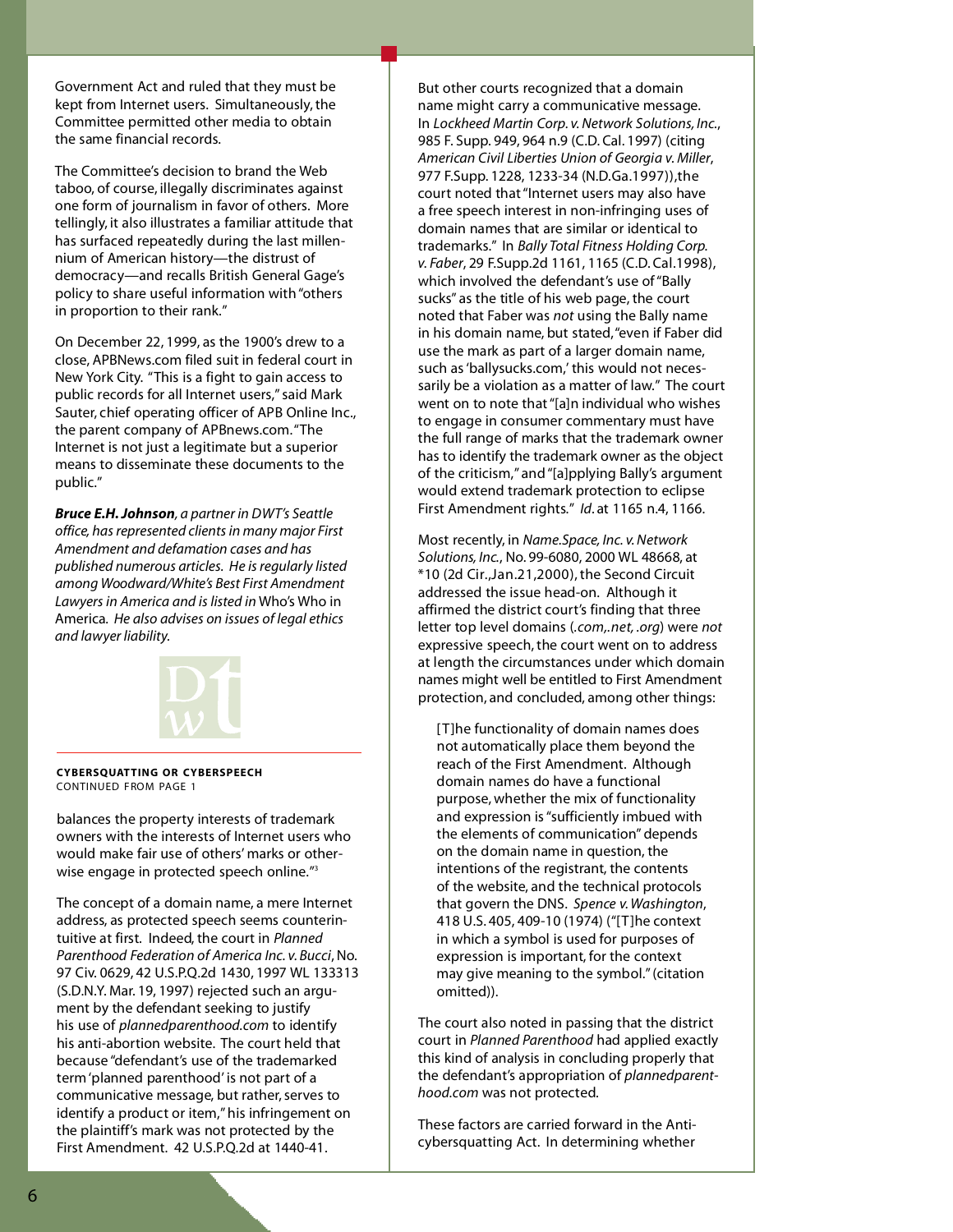Government Act and ruled that they must be kept from Internet users. Simultaneously, the Committee permitted other media to obtain the same financial records.

The Committee's decision to brand the Web taboo, of course, illegally discriminates against one form of journalism in favor of others. More tellingly, it also illustrates a familiar attitude that has surfaced repeatedly during the last millennium of American history—the distrust of democracy—and recalls British General Gage's policy to share useful information with "others in proportion to their rank."

On December 22, 1999, as the 1900's drew to a close, APBNews.com filed suit in federal court in New York City. "This is a fight to gain access to public records for all Internet users," said Mark Sauter, chief operating officer of APB Online Inc., the parent company of APBnews.com. "The Internet is not just a legitimate but a superior means to disseminate these documents to the public."

***Bruce E.H. Johnson**, a partner in DWT's Seattle office, has represented clients in many major First Amendment and defamation cases and has published numerous articles. He is regularly listed among Woodward/White's Best First Amendment Lawyers in America and is listed in* Who's Who in America. *He also advises on issues of legal ethics and lawyer liability.*

**CYBERSQUATTING OR CYBERSPEECH**
CONTINUED FROM PAGE 1

balances the property interests of trademark owners with the interests of Internet users who would make fair use of others' marks or otherwise engage in protected speech online."[3]

The concept of a domain name, a mere Internet address, as protected speech seems counterintuitive at first. Indeed, the court in *Planned Parenthood Federation of America Inc. v. Bucci*, No. 97 Civ. 0629, 42 U.S.P.Q.2d 1430, 1997 WL 133313 (S.D.N.Y. Mar. 19, 1997) rejected such an argument by the defendant seeking to justify his use of *plannedparenthood.com* to identify his anti-abortion website. The court held that because "defendant's use of the trademarked term 'planned parenthood' is not part of a communicative message, but rather, serves to identify a product or item," his infringement on the plaintiff's mark was not protected by the First Amendment. 42 U.S.P.Q.2d at 1440-41.

But other courts recognized that a domain name might carry a communicative message. In *Lockheed Martin Corp. v. Network Solutions, Inc.*, 985 F. Supp. 949, 964 n.9 (C.D. Cal. 1997) (citing *American Civil Liberties Union of Georgia v. Miller*, 977 F.Supp. 1228, 1233-34 (N.D.Ga.1997)), the court noted that "Internet users may also have a free speech interest in non-infringing uses of domain names that are similar or identical to trademarks." In *Bally Total Fitness Holding Corp. v. Faber*, 29 F.Supp.2d 1161, 1165 (C.D. Cal.1998), which involved the defendant's use of "Bally sucks" as the title of his web page, the court noted that Faber was *not* using the Bally name in his domain name, but stated, "even if Faber did use the mark as part of a larger domain name, such as 'ballysucks.com,' this would not necessarily be a violation as a matter of law." The court went on to note that "[a]n individual who wishes to engage in consumer commentary must have the full range of marks that the trademark owner has to identify the trademark owner as the object of the criticism," and "[a]pplying Bally's argument would extend trademark protection to eclipse First Amendment rights." *Id*. at 1165 n.4, 1166.

Most recently, in *Name.Space, Inc. v. Network Solutions, Inc.*, No. 99-6080, 2000 WL 48668, at *10 (2d Cir.,Jan.21,2000), the Second Circuit addressed the issue head-on. Although it affirmed the district court's finding that three letter top level domains (*.com,.net, .org*) were *not* expressive speech, the court went on to address at length the circumstances under which domain names might well be entitled to First Amendment protection, and concluded, among other things:

> [T]he functionality of domain names does not automatically place them beyond the reach of the First Amendment. Although domain names do have a functional purpose, whether the mix of functionality and expression is "sufficiently imbued with the elements of communication" depends on the domain name in question, the intentions of the registrant, the contents of the website, and the technical protocols that govern the DNS. *Spence v. Washington*, 418 U.S. 405, 409-10 (1974) ("[T]he context in which a symbol is used for purposes of expression is important, for the context may give meaning to the symbol." (citation omitted)).

The court also noted in passing that the district court in *Planned Parenthood* had applied exactly this kind of analysis in concluding properly that the defendant's appropriation of *plannedparenthood.com* was not protected.

These factors are carried forward in the Anticybersquatting Act. In determining whether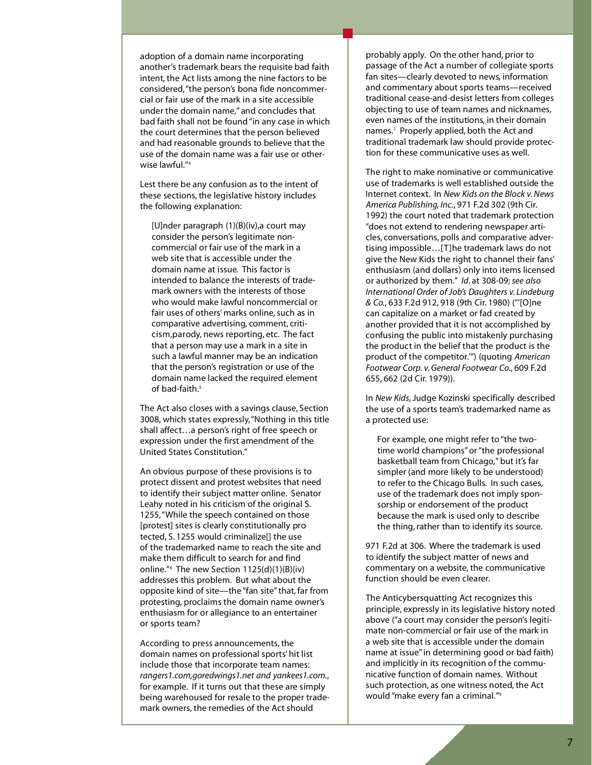adoption of a domain name incorporating another's trademark bears the requisite bad faith intent, the Act lists among the nine factors to be considered, "the person's bona fide noncommercial or fair use of the mark in a site accessible under the domain name," and concludes that bad faith shall not be found "in any case in which the court determines that the person believed and had reasonable grounds to believe that the use of the domain name was a fair use or otherwise lawful."[4]

Lest there be any confusion as to the intent of these sections, the legislative history includes the following explanation:

> [U]nder paragraph (1)(B)(iv),a court may consider the person's legitimate non-commercial or fair use of the mark in a web site that is accessible under the domain name at issue. This factor is intended to balance the interests of trademark owners with the interests of those who would make lawful noncommercial or fair uses of others' marks online, such as in comparative advertising, comment, criticism,parody, news reporting, etc. The fact that a person may use a mark in a site in such a lawful manner may be an indication that the person's registration or use of the domain name lacked the required element of bad-faith.[5]

The Act also closes with a savings clause, Section 3008, which states expressly, "Nothing in this title shall affect…a person's right of free speech or expression under the first amendment of the United States Constitution."

An obvious purpose of these provisions is to protect dissent and protest websites that need to identify their subject matter online. Senator Leahy noted in his criticism of the original S. 1255, "While the speech contained on those [protest] sites is clearly constitutionally pro tected, S. 1255 would criminalize[] the use of the trademarked name to reach the site and make them difficult to search for and find online."[6] The new Section 1125(d)(1)(B)(iv) addresses this problem. But what about the opposite kind of site—the "fan site" that, far from protesting, proclaims the domain name owner's enthusiasm for or allegiance to an entertainer or sports team?

According to press announcements, the domain names on professional sports' hit list include those that incorporate team names: *rangers1.com,goredwings1.net and yankees1.com.*, for example. If it turns out that these are simply being warehoused for resale to the proper trademark owners, the remedies of the Act should probably apply. On the other hand, prior to passage of the Act a number of collegiate sports fan sites—clearly devoted to news, information and commentary about sports teams—received traditional cease-and-desist letters from colleges objecting to use of team names and nicknames, even names of the institutions, in their domain names.[7] Properly applied, both the Act and traditional trademark law should provide protection for these communicative uses as well.

The right to make nominative or communicative use of trademarks is well established outside the Internet context. In *New Kids on the Block v. News America Publishing, Inc.*, 971 F.2d 302 (9th Cir. 1992) the court noted that trademark protection "does not extend to rendering newspaper articles, conversations, polls and comparative advertising impossible…[T]he trademark laws do not give the New Kids the right to channel their fans' enthusiasm (and dollars) only into items licensed or authorized by them." *Id.* at 308-09; *see also International Order of Job's Daughters v. Lindeburg & Co.*, 633 F.2d 912, 918 (9th Cir. 1980) ("'[O]ne can capitalize on a market or fad created by another provided that it is not accomplished by confusing the public into mistakenly purchasing the product in the belief that the product is the product of the competitor.'") (quoting *American Footwear Corp. v. General Footwear Co.*, 609 F.2d 655, 662 (2d Cir. 1979)).

In *New Kids*, Judge Kozinski specifically described the use of a sports team's trademarked name as a protected use:

> For example, one might refer to "the two-time world champions" or "the professional basketball team from Chicago," but it's far simpler (and more likely to be understood) to refer to the Chicago Bulls. In such cases, use of the trademark does not imply sponsorship or endorsement of the product because the mark is used only to describe the thing, rather than to identify its source.

971 F.2d at 306. Where the trademark is used to identify the subject matter of news and commentary on a website, the communicative function should be even clearer.

The Anticybersquatting Act recognizes this principle, expressly in its legislative history noted above ("a court may consider the person's legitimate non-commercial or fair use of the mark in a web site that is accessible under the domain name at issue" in determining good or bad faith) and implicitly in its recognition of the communicative function of domain names. Without such protection, as one witness noted, the Act would "make every fan a criminal."[9]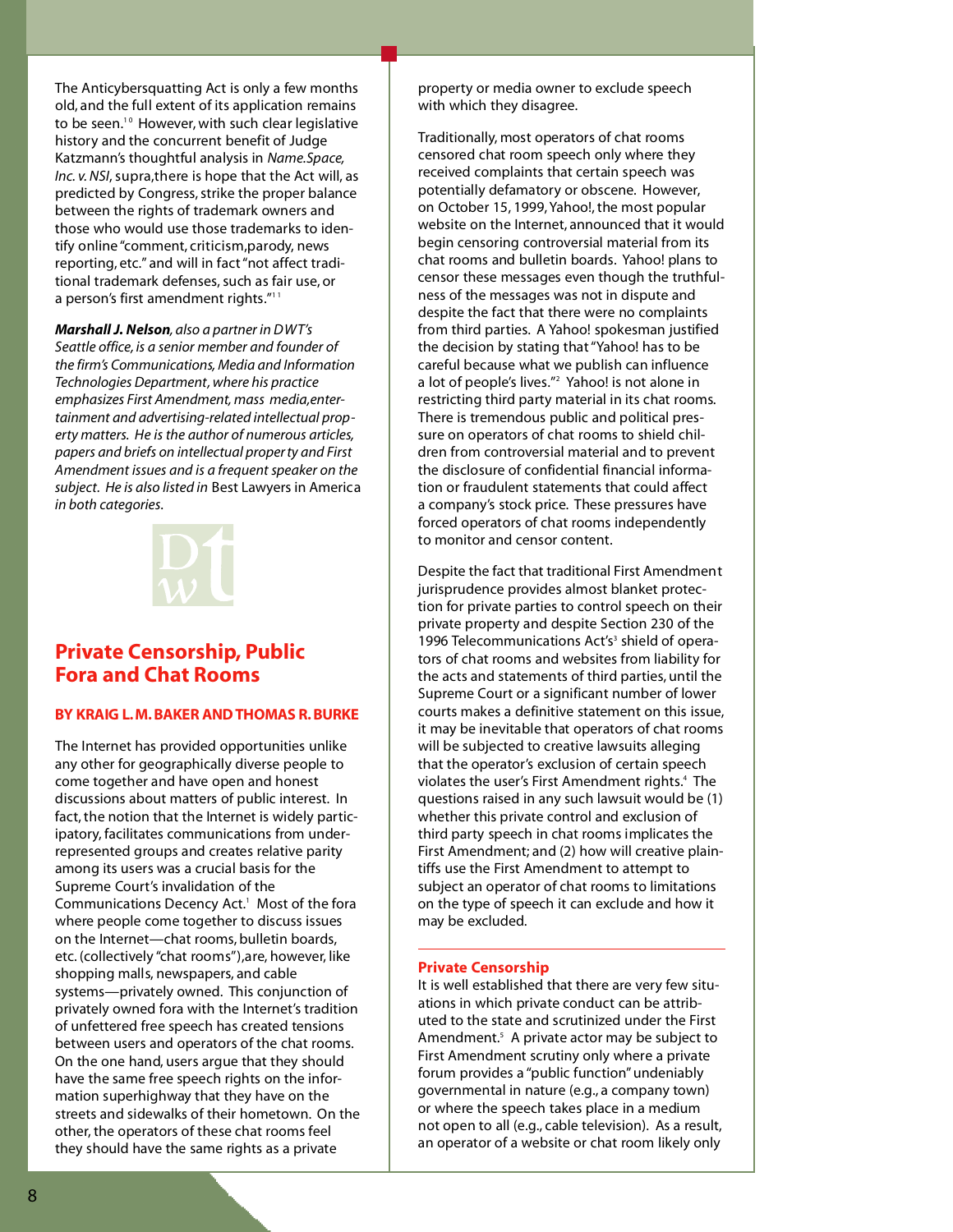The Anticybersquatting Act is only a few months old, and the full extent of its application remains to be seen.[10] However, with such clear legislative history and the concurrent benefit of Judge Katzmann's thoughtful analysis in *Name.Space, Inc. v. NSI*, supra, there is hope that the Act will, as predicted by Congress, strike the proper balance between the rights of trademark owners and those who would use those trademarks to identify online "comment, criticism, parody, news reporting, etc." and will in fact "not affect traditional trademark defenses, such as fair use, or a person's first amendment rights."[11]

***Marshall J. Nelson**, also a partner in DWT's Seattle office, is a senior member and founder of the firm's Communications, Media and Information Technologies Department, where his practice emphasizes First Amendment, mass media, entertainment and advertising-related intellectual property matters. He is the author of numerous articles, papers and briefs on intellectual property and First Amendment issues and is a frequent speaker on the subject. He is also listed in* Best Lawyers in America *in both categories.*

## Private Censorship, Public Fora and Chat Rooms

**BY KRAIG L. M. BAKER AND THOMAS R. BURKE**

The Internet has provided opportunities unlike any other for geographically diverse people to come together and have open and honest discussions about matters of public interest. In fact, the notion that the Internet is widely participatory, facilitates communications from under-represented groups and creates relative parity among its users was a crucial basis for the Supreme Court's invalidation of the Communications Decency Act.[1] Most of the fora where people come together to discuss issues on the Internet—chat rooms, bulletin boards, etc. (collectively "chat rooms"), are, however, like shopping malls, newspapers, and cable systems—privately owned. This conjunction of privately owned fora with the Internet's tradition of unfettered free speech has created tensions between users and operators of the chat rooms. On the one hand, users argue that they should have the same free speech rights on the information superhighway that they have on the streets and sidewalks of their hometown. On the other, the operators of these chat rooms feel they should have the same rights as a private property or media owner to exclude speech with which they disagree.

Traditionally, most operators of chat rooms censored chat room speech only where they received complaints that certain speech was potentially defamatory or obscene. However, on October 15, 1999, Yahoo!, the most popular website on the Internet, announced that it would begin censoring controversial material from its chat rooms and bulletin boards. Yahoo! plans to censor these messages even though the truthfulness of the messages was not in dispute and despite the fact that there were no complaints from third parties. A Yahoo! spokesman justified the decision by stating that "Yahoo! has to be careful because what we publish can influence a lot of people's lives."[2] Yahoo! is not alone in restricting third party material in its chat rooms. There is tremendous public and political pressure on operators of chat rooms to shield children from controversial material and to prevent the disclosure of confidential financial information or fraudulent statements that could affect a company's stock price. These pressures have forced operators of chat rooms independently to monitor and censor content.

Despite the fact that traditional First Amendment jurisprudence provides almost blanket protection for private parties to control speech on their private property and despite Section 230 of the 1996 Telecommunications Act's[3] shield of operators of chat rooms and websites from liability for the acts and statements of third parties, until the Supreme Court or a significant number of lower courts makes a definitive statement on this issue, it may be inevitable that operators of chat rooms will be subjected to creative lawsuits alleging that the operator's exclusion of certain speech violates the user's First Amendment rights.[4] The questions raised in any such lawsuit would be (1) whether this private control and exclusion of third party speech in chat rooms implicates the First Amendment; and (2) how will creative plaintiffs use the First Amendment to attempt to subject an operator of chat rooms to limitations on the type of speech it can exclude and how it may be excluded.

### Private Censorship

It is well established that there are very few situations in which private conduct can be attributed to the state and scrutinized under the First Amendment.[5] A private actor may be subject to First Amendment scrutiny only where a private forum provides a "public function" undeniably governmental in nature (e.g., a company town) or where the speech takes place in a medium not open to all (e.g., cable television). As a result, an operator of a website or chat room likely only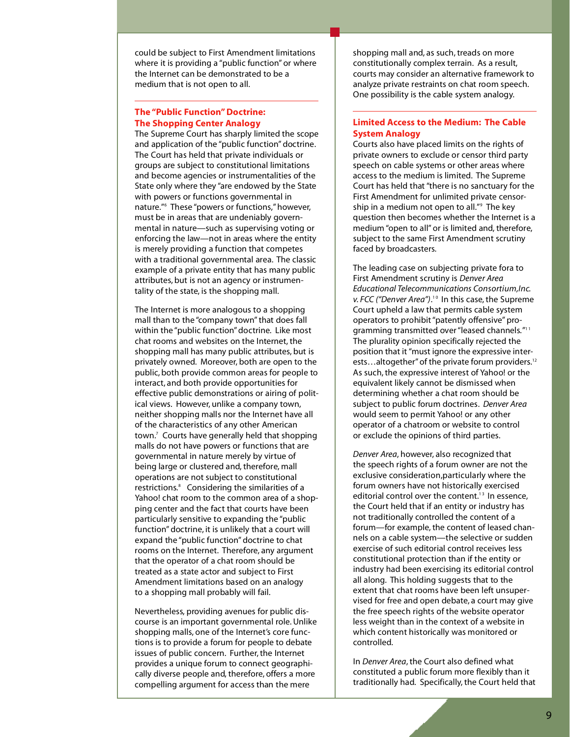could be subject to First Amendment limitations where it is providing a "public function" or where the Internet can be demonstrated to be a medium that is not open to all.

## The "Public Function" Doctrine: The Shopping Center Analogy

The Supreme Court has sharply limited the scope and application of the "public function" doctrine. The Court has held that private individuals or groups are subject to constitutional limitations and become agencies or instrumentalities of the State only where they "are endowed by the State with powers or functions governmental in nature."[6] These "powers or functions," however, must be in areas that are undeniably governmental in nature—such as supervising voting or enforcing the law—not in areas where the entity is merely providing a function that competes with a traditional governmental area. The classic example of a private entity that has many public attributes, but is not an agency or instrumentality of the state, is the shopping mall.

The Internet is more analogous to a shopping mall than to the "company town" that does fall within the "public function" doctrine. Like most chat rooms and websites on the Internet, the shopping mall has many public attributes, but is privately owned. Moreover, both are open to the public, both provide common areas for people to interact, and both provide opportunities for effective public demonstrations or airing of political views. However, unlike a company town, neither shopping malls nor the Internet have all of the characteristics of any other American town.[7] Courts have generally held that shopping malls do not have powers or functions that are governmental in nature merely by virtue of being large or clustered and, therefore, mall operations are not subject to constitutional restrictions.[8] Considering the similarities of a Yahoo! chat room to the common area of a shopping center and the fact that courts have been particularly sensitive to expanding the "public function" doctrine, it is unlikely that a court will expand the "public function" doctrine to chat rooms on the Internet. Therefore, any argument that the operator of a chat room should be treated as a state actor and subject to First Amendment limitations based on an analogy to a shopping mall probably will fail.

Nevertheless, providing avenues for public discourse is an important governmental role. Unlike shopping malls, one of the Internet's core functions is to provide a forum for people to debate issues of public concern. Further, the Internet provides a unique forum to connect geographically diverse people and, therefore, offers a more compelling argument for access than the mere shopping mall and, as such, treads on more constitutionally complex terrain. As a result, courts may consider an alternative framework to analyze private restraints on chat room speech. One possibility is the cable system analogy.

## Limited Access to the Medium: The Cable System Analogy

Courts also have placed limits on the rights of private owners to exclude or censor third party speech on cable systems or other areas where access to the medium is limited. The Supreme Court has held that "there is no sanctuary for the First Amendment for unlimited private censorship in a medium not open to all."[9] The key question then becomes whether the Internet is a medium "open to all" or is limited and, therefore, subject to the same First Amendment scrutiny faced by broadcasters.

The leading case on subjecting private fora to First Amendment scrutiny is *Denver Area Educational Telecommunications Consortium,Inc. v. FCC ("Denver Area")*.[10] In this case, the Supreme Court upheld a law that permits cable system operators to prohibit "patently offensive" programming transmitted over "leased channels."[11] The plurality opinion specifically rejected the position that it "must ignore the expressive interests…altogether" of the private forum providers.[12] As such, the expressive interest of Yahoo! or the equivalent likely cannot be dismissed when determining whether a chat room should be subject to public forum doctrines. *Denver Area* would seem to permit Yahoo! or any other operator of a chatroom or website to control or exclude the opinions of third parties.

*Denver Area*, however, also recognized that the speech rights of a forum owner are not the exclusive consideration,particularly where the forum owners have not historically exercised editorial control over the content.[13] In essence, the Court held that if an entity or industry has not traditionally controlled the content of a forum—for example, the content of leased channels on a cable system—the selective or sudden exercise of such editorial control receives less constitutional protection than if the entity or industry had been exercising its editorial control all along. This holding suggests that to the extent that chat rooms have been left unsupervised for free and open debate, a court may give the free speech rights of the website operator less weight than in the context of a website in which content historically was monitored or controlled.

In *Denver Area*, the Court also defined what constituted a public forum more flexibly than it traditionally had. Specifically, the Court held that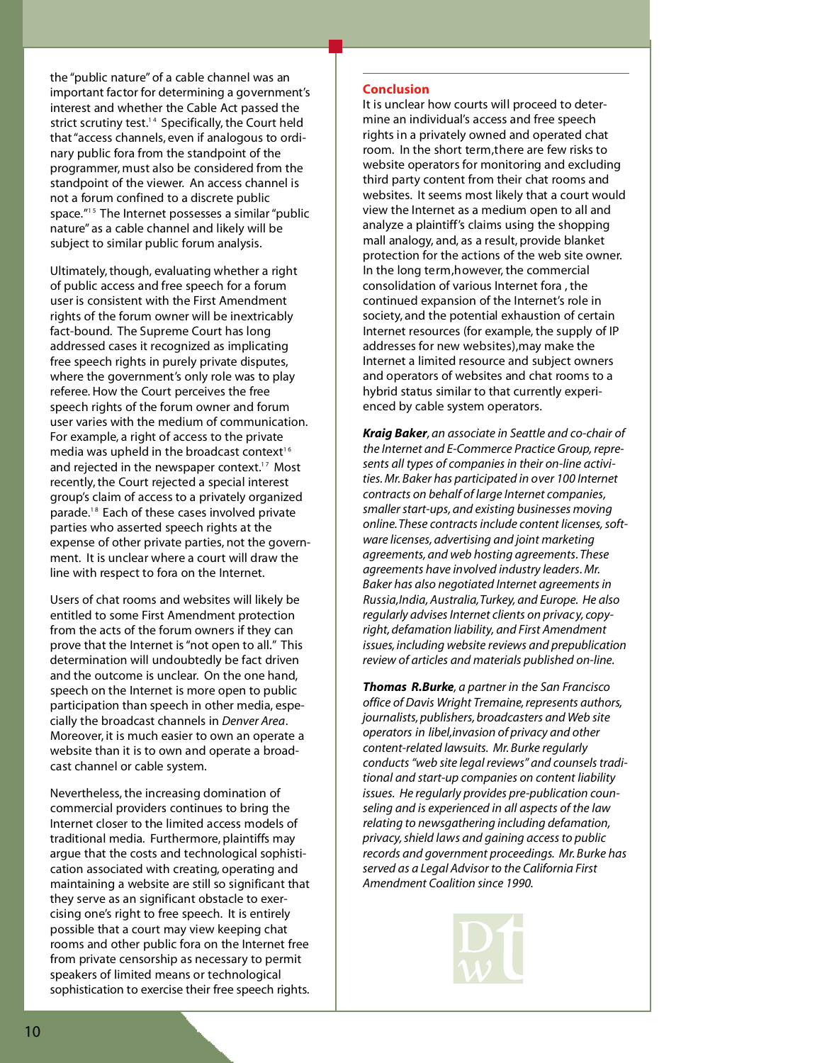the "public nature" of a cable channel was an important factor for determining a government's interest and whether the Cable Act passed the strict scrutiny test.[14] Specifically, the Court held that "access channels, even if analogous to ordinary public fora from the standpoint of the programmer, must also be considered from the standpoint of the viewer. An access channel is not a forum confined to a discrete public space."[15] The Internet possesses a similar "public nature" as a cable channel and likely will be subject to similar public forum analysis.

Ultimately, though, evaluating whether a right of public access and free speech for a forum user is consistent with the First Amendment rights of the forum owner will be inextricably fact-bound. The Supreme Court has long addressed cases it recognized as implicating free speech rights in purely private disputes, where the government's only role was to play referee. How the Court perceives the free speech rights of the forum owner and forum user varies with the medium of communication. For example, a right of access to the private media was upheld in the broadcast context[16] and rejected in the newspaper context.[17] Most recently, the Court rejected a special interest group's claim of access to a privately organized parade.[18] Each of these cases involved private parties who asserted speech rights at the expense of other private parties, not the government. It is unclear where a court will draw the line with respect to fora on the Internet.

Users of chat rooms and websites will likely be entitled to some First Amendment protection from the acts of the forum owners if they can prove that the Internet is "not open to all." This determination will undoubtedly be fact driven and the outcome is unclear. On the one hand, speech on the Internet is more open to public participation than speech in other media, especially the broadcast channels in *Denver Area*. Moreover, it is much easier to own an operate a website than it is to own and operate a broadcast channel or cable system.

Nevertheless, the increasing domination of commercial providers continues to bring the Internet closer to the limited access models of traditional media. Furthermore, plaintiffs may argue that the costs and technological sophistication associated with creating, operating and maintaining a website are still so significant that they serve as an significant obstacle to exercising one's right to free speech. It is entirely possible that a court may view keeping chat rooms and other public fora on the Internet free from private censorship as necessary to permit speakers of limited means or technological sophistication to exercise their free speech rights.

## Conclusion

It is unclear how courts will proceed to determine an individual's access and free speech rights in a privately owned and operated chat room. In the short term,there are few risks to website operators for monitoring and excluding third party content from their chat rooms and websites. It seems most likely that a court would view the Internet as a medium open to all and analyze a plaintiff's claims using the shopping mall analogy, and, as a result, provide blanket protection for the actions of the web site owner. In the long term,however, the commercial consolidation of various Internet fora , the continued expansion of the Internet's role in society, and the potential exhaustion of certain Internet resources (for example, the supply of IP addresses for new websites),may make the Internet a limited resource and subject owners and operators of websites and chat rooms to a hybrid status similar to that currently experienced by cable system operators.

***Kraig Baker****, an associate in Seattle and co-chair of the Internet and E-Commerce Practice Group, represents all types of companies in their on-line activities. Mr. Baker has participated in over 100 Internet contracts on behalf of large Internet companies, smaller start-ups, and existing businesses moving online. These contracts include content licenses, software licenses, advertising and joint marketing agreements, and web hosting agreements. These agreements have involved industry leaders. Mr. Baker has also negotiated Internet agreements in Russia, India, Australia, Turkey, and Europe. He also regularly advises Internet clients on privacy, copyright, defamation liability, and First Amendment issues, including website reviews and prepublication review of articles and materials published on-line.*

***Thomas R. Burke****, a partner in the San Francisco office of Davis Wright Tremaine, represents authors, journalists, publishers, broadcasters and Web site operators in libel, invasion of privacy and other content-related lawsuits. Mr. Burke regularly conducts "web site legal reviews" and counsels traditional and start-up companies on content liability issues. He regularly provides pre-publication counseling and is experienced in all aspects of the law relating to newsgathering including defamation, privacy, shield laws and gaining access to public records and government proceedings. Mr. Burke has served as a Legal Advisor to the California First Amendment Coalition since 1990.*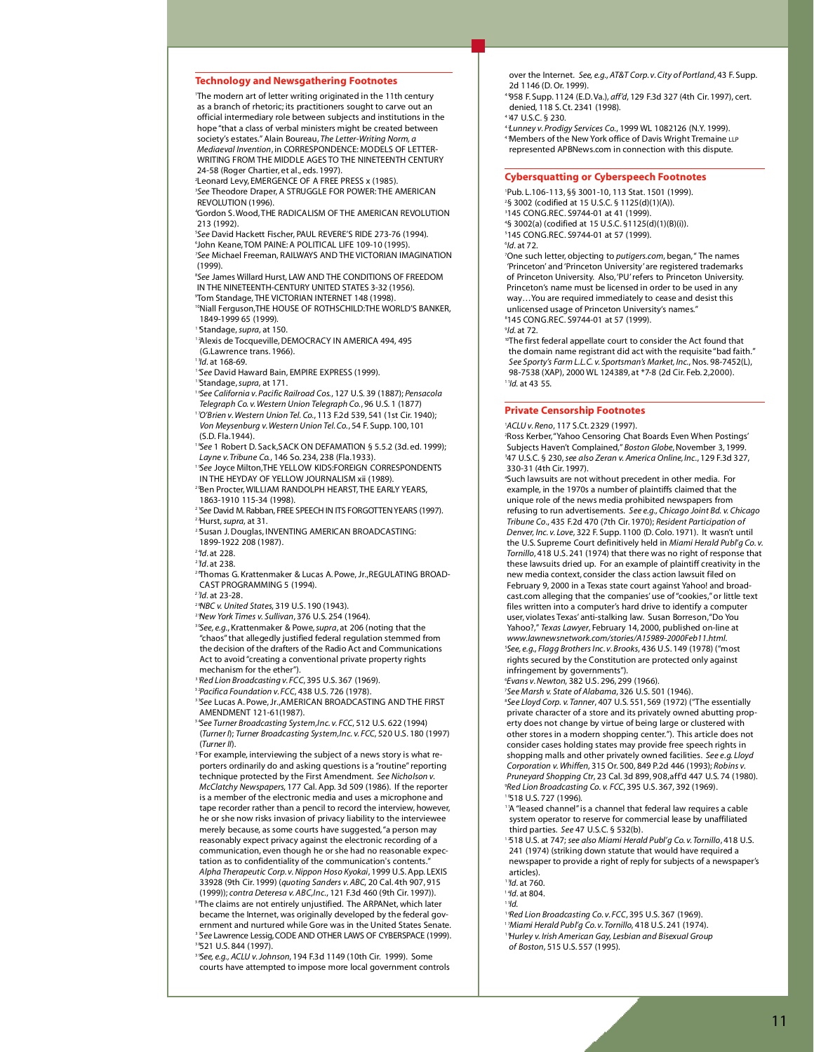## Technology and Newsgathering Footnotes

[1]The modern art of letter writing originated in the 11th century as a branch of rhetoric; its practitioners sought to carve out an official intermediary role between subjects and institutions in the hope "that a class of verbal ministers might be created between society's estates." Alain Boureau, *The Letter-Writing Norm, a Mediaeval Invention*, in CORRESPONDENCE: MODELS OF LETTER-WRITING FROM THE MIDDLE AGES TO THE NINETEENTH CENTURY 24-58 (Roger Chartier, et al., eds. 1997).

[2]Leonard Levy, EMERGENCE OF A FREE PRESS x (1985).

[3]*See* Theodore Draper, A STRUGGLE FOR POWER: THE AMERICAN REVOLUTION (1996).

[4]Gordon S. Wood, THE RADICALISM OF THE AMERICAN REVOLUTION 213 (1992).

[5]*See* David Hackett Fischer, PAUL REVERE'S RIDE 273-76 (1994).

[6]John Keane, TOM PAINE: A POLITICAL LIFE 109-10 (1995).

[7]*See* Michael Freeman, RAILWAYS AND THE VICTORIAN IMAGINATION (1999).

[8]*See* James Willard Hurst, LAW AND THE CONDITIONS OF FREEDOM IN THE NINETEENTH-CENTURY UNITED STATES 3-32 (1956).

[9]Tom Standage, THE VICTORIAN INTERNET 148 (1998).

[10]Niall Ferguson, THE HOUSE OF ROTHSCHILD: THE WORLD'S BANKER, 1849-1999 65 (1999).

[11]Standage, *supra*, at 150.

[12]Alexis de Tocqueville, DEMOCRACY IN AMERICA 494, 495 (G. Lawrence trans. 1966).

[13]*Id*. at 168-69.

[14]*See* David Haward Bain, EMPIRE EXPRESS (1999).

[15]Standage, *supra*, at 171.

[16]*See California v. Pacific Railroad Cos.*, 127 U.S. 39 (1887); *Pensacola Telegraph Co. v. Western Union Telegraph Co.*, 96 U.S. 1 (1877)

[17]*O'Brien v. Western Union Tel. Co.*, 113 F.2d 539, 541 (1st Cir. 1940); *Von Meysenburg v. Western Union Tel. Co.*, 54 F. Supp. 100, 101 (S.D. Fla. 1944).

[18]*See* 1 Robert D. Sack, SACK ON DEFAMATION § 5.5.2 (3d. ed. 1999); *Layne v. Tribune Co.*, 146 So. 234, 238 (Fla. 1933).

[19]*See* Joyce Milton, THE YELLOW KIDS: FOREIGN CORRESPONDENTS IN THE HEYDAY OF YELLOW JOURNALISM xii (1989).

[20]Ben Procter, WILLIAM RANDOLPH HEARST, THE EARLY YEARS, 1863-1910 115-34 (1998).

[21]*See* David M. Rabban, FREE SPEECH IN ITS FORGOTTEN YEARS (1997).

[22]Hurst, *supra*, at 31.

[23]Susan J. Douglas, INVENTING AMERICAN BROADCASTING: 1899-1922 208 (1987).

[24]*Id*. at 228.

[25]*Id*. at 238.

[26]Thomas G. Krattenmaker & Lucas A. Powe, Jr., REGULATING BROADCAST PROGRAMMING 5 (1994).

[27]*Id*. at 23-28.

[28]*NBC v. United States*, 319 U.S. 190 (1943).

[29]*New York Times v. Sullivan*, 376 U.S. 254 (1964).

[30]*See, e.g.*, Krattenmaker & Powe, *supra*, at 206 (noting that the "chaos" that allegedly justified federal regulation stemmed from the decision of the drafters of the Radio Act and Communications Act to avoid "creating a conventional private property rights mechanism for the ether").

[31]*Red Lion Broadcasting v. FCC*, 395 U.S. 367 (1969).

[32]*Pacifica Foundation v. FCC*, 438 U.S. 726 (1978).

[33]*See* Lucas A. Powe, Jr., AMERICAN BROADCASTING AND THE FIRST AMENDMENT 121-61 (1987).

[34]*See Turner Broadcasting System, Inc. v. FCC*, 512 U.S. 622 (1994) (*Turner I*); *Turner Broadcasting System, Inc. v. FCC*, 520 U.S. 180 (1997) (*Turner II*).

[35]For example, interviewing the subject of a news story is what reporters ordinarily do and asking questions is a "routine" reporting technique protected by the First Amendment. *See Nicholson v. McClatchy Newspapers*, 177 Cal. App. 3d 509 (1986). If the reporter is a member of the electronic media and uses a microphone and tape recorder rather than a pencil to record the interview, however, he or she now risks invasion of privacy liability to the interviewee merely because, as some courts have suggested, "a person may reasonably expect privacy against the electronic recording of a communication, even though he or she had no reasonable expectation as to confidentiality of the communication's contents." *Alpha Therapeutic Corp. v. Nippon Hoso Kyokai*, 1999 U.S. App. LEXIS 33928 (9th Cir. 1999) (*quoting Sanders v. ABC*, 20 Cal. 4th 907, 915 (1999)); *contra Deteresa v. ABC, Inc.*, 121 F.3d 460 (9th Cir. 1997)).

[36]The claims are not entirely unjustified. The ARPANet, which later became the Internet, was originally developed by the federal government and nurtured while Gore was in the United States Senate.

[37]*See* Lawrence Lessig, CODE AND OTHER LAWS OF CYBERSPACE (1999).

[38]521 U.S. 844 (1997).

[39]*See, e.g.*, *ACLU v. Johnson*, 194 F.3d 1149 (10th Cir. 1999). Some courts have attempted to impose more local government controls over the Internet. *See, e.g.*, *AT&T Corp. v. City of Portland*, 43 F. Supp. 2d 1146 (D. Or. 1999).

[40]958 F. Supp. 1124 (E.D. Va.), *aff'd*, 129 F.3d 327 (4th Cir. 1997), cert. denied, 118 S. Ct. 2341 (1998).

[41]47 U.S.C. § 230.

[42]*Lunney v. Prodigy Services Co.*, 1999 WL 1082126 (N.Y. 1999).

[43]Members of the New York office of Davis Wright Tremaine LLP represented APBNews.com in connection with this dispute.

## Cybersquatting or Cyberspeech Footnotes

[1]Pub. L. 106-113, §§ 3001-10, 113 Stat. 1501 (1999).

[2]§ 3002 (codified at 15 U.S.C. § 1125(d)(1)(A)).

[3]145 CONG. REC. S9744-01 at 41 (1999).

[4]§ 3002(a) (codified at 15 U.S.C. §1125(d)(1)(B)(i)).

[5]145 CONG. REC. S9744-01 at 57 (1999).

[6]*Id*. at 72.

[7]One such letter, objecting to *putigers.com*, began, "The names 'Princeton' and 'Princeton University' are registered trademarks of Princeton University. Also, 'PU' refers to Princeton University. Princeton's name must be licensed in order to be used in any way…You are required immediately to cease and desist this unlicensed usage of Princeton University's names."

[8]145 CONG. REC. S9744-01 at 57 (1999).

[9]*Id*. at 72.

[10]The first federal appellate court to consider the Act found that the domain name registrant did act with the requisite "bad faith." *See Sporty's Farm L.L.C. v. Sportsman's Market, Inc.*, Nos. 98-7452(L), 98-7538 (XAP), 2000 WL 124389, at *7-8 (2d Cir. Feb. 2, 2000).

[11]*Id*. at 43 55.

## Private Censorship Footnotes

[1]*ACLU v. Reno*, 117 S. Ct. 2329 (1997).

[2]Ross Kerber, "Yahoo Censoring Chat Boards Even When Postings' Subjects Haven't Complained," *Boston Globe*, November 3, 1999.

[3]47 U.S.C. § 230, *see also Zeran v. America Online, Inc.*, 129 F.3d 327, 330-31 (4th Cir. 1997).

[4]Such lawsuits are not without precedent in other media. For example, in the 1970s a number of plaintiffs claimed that the unique role of the news media prohibited newspapers from refusing to run advertisements. *See e.g.*, *Chicago Joint Bd. v. Chicago Tribune Co*., 435 F.2d 470 (7th Cir. 1970); *Resident Participation of Denver, Inc. v. Love*, 322 F. Supp. 1100 (D. Colo. 1971). It wasn't until the U.S. Supreme Court definitively held in *Miami Herald Publ'g Co. v. Tornillo*, 418 U.S. 241 (1974) that there was no right of response that these lawsuits dried up. For an example of plaintiff creativity in the new media context, consider the class action lawsuit filed on February 9, 2000 in a Texas state court against Yahoo! and broadcast.com alleging that the companies' use of "cookies," or little text files written into a computer's hard drive to identify a computer user, violates Texas' anti-stalking law. Susan Borreson, "Do You Yahoo?," *Texas Lawyer*, February 14, 2000, published on-line at *www.lawnewsnetwork.com/stories/A15989-2000Feb11.html.*

[5]*See, e.g.*, *Flagg Brothers Inc. v. Brooks*, 436 U.S. 149 (1978) ("most rights secured by the Constitution are protected only against infringement by governments").

[6]*Evans v. Newton*, 382 U.S. 296, 299 (1966).

[7]*See Marsh v. State of Alabama*, 326 U.S. 501 (1946).

[8]*See Lloyd Corp. v. Tanner*, 407 U.S. 551, 569 (1972) ("The essentially private character of a store and its privately owned abutting property does not change by virtue of being large or clustered with other stores in a modern shopping center."). This article does not consider cases holding states may provide free speech rights in shopping malls and other privately owned facilities. *See e.g. Lloyd Corporation v. Whiffen*, 315 Or. 500, 849 P.2d 446 (1993); *Robins v. Pruneyard Shopping Ctr*, 23 Cal. 3d 899, 908, aff'd 447 U.S. 74 (1980).

[9]*Red Lion Broadcasting Co. v. FCC*, 395 U.S. 367, 392 (1969).

[10]518 U.S. 727 (1996).

[11]A "leased channel" is a channel that federal law requires a cable system operator to reserve for commercial lease by unaffiliated third parties. *See* 47 U.S.C. § 532(b).

[12]518 U.S. at 747; *see also Miami Herald Publ'g Co. v. Tornillo*, 418 U.S. 241 (1974) (striking down statute that would have required a newspaper to provide a right of reply for subjects of a newspaper's articles).

[13]*Id*. at 760.

[14]*Id*. at 804.

[15]*Id*.

[16]*Red Lion Broadcasting Co. v. FCC*, 395 U.S. 367 (1969).

[17]*Miami Herald Publ'g Co. v. Tornillo*, 418 U.S. 241 (1974).

[18]*Hurley v. Irish American Gay, Lesbian and Bisexual Group of Boston*, 515 U.S. 557 (1995).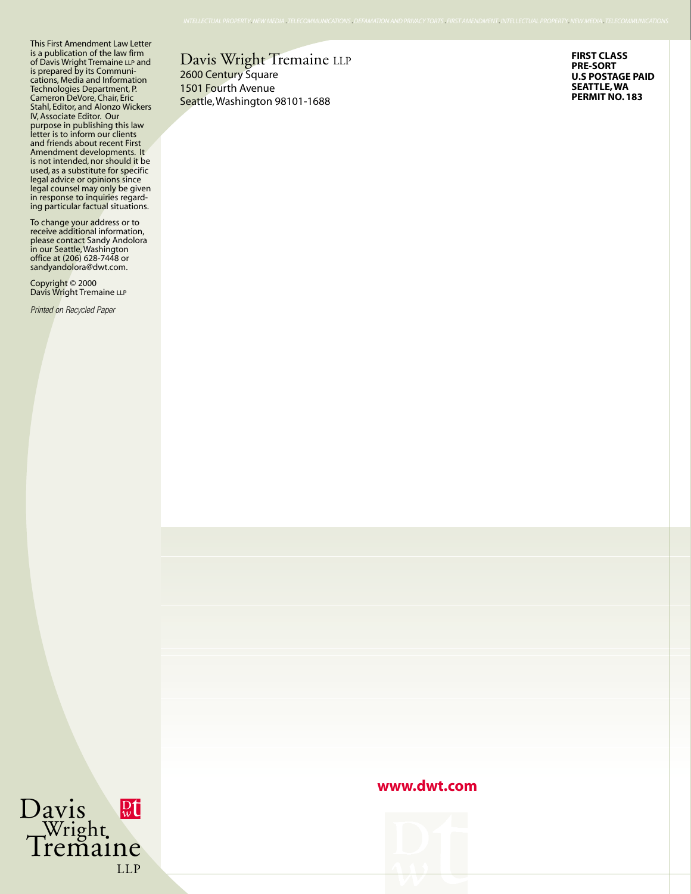This First Amendment Law Letter is a publication of the law firm of Davis Wright Tremaine LLP and is prepared by its Communications, Media and Information Technologies Department, P. Cameron DeVore, Chair, Eric Stahl, Editor, and Alonzo Wickers IV, Associate Editor. Our purpose in publishing this law letter is to inform our clients and friends about recent First Amendment developments. It is not intended, nor should it be used, as a substitute for specific legal advice or opinions since legal counsel may only be given in response to inquiries regarding particular factual situations.

To change your address or to receive additional information, please contact Sandy Andolora in our Seattle, Washington office at (206) 628-7448 or sandyandolora@dwt.com.

Copyright © 2000
Davis Wright Tremaine LLP

*Printed on Recycled Paper*

Davis Wright Tremaine LLP
2600 Century Square
1501 Fourth Avenue
Seattle, Washington 98101-1688

**FIRST CLASS**
**PRE-SORT**
**U.S POSTAGE PAID**
**SEATTLE, WA**
**PERMIT NO. 183**

**www.dwt.com**

Davis Wright Tremaine LLP